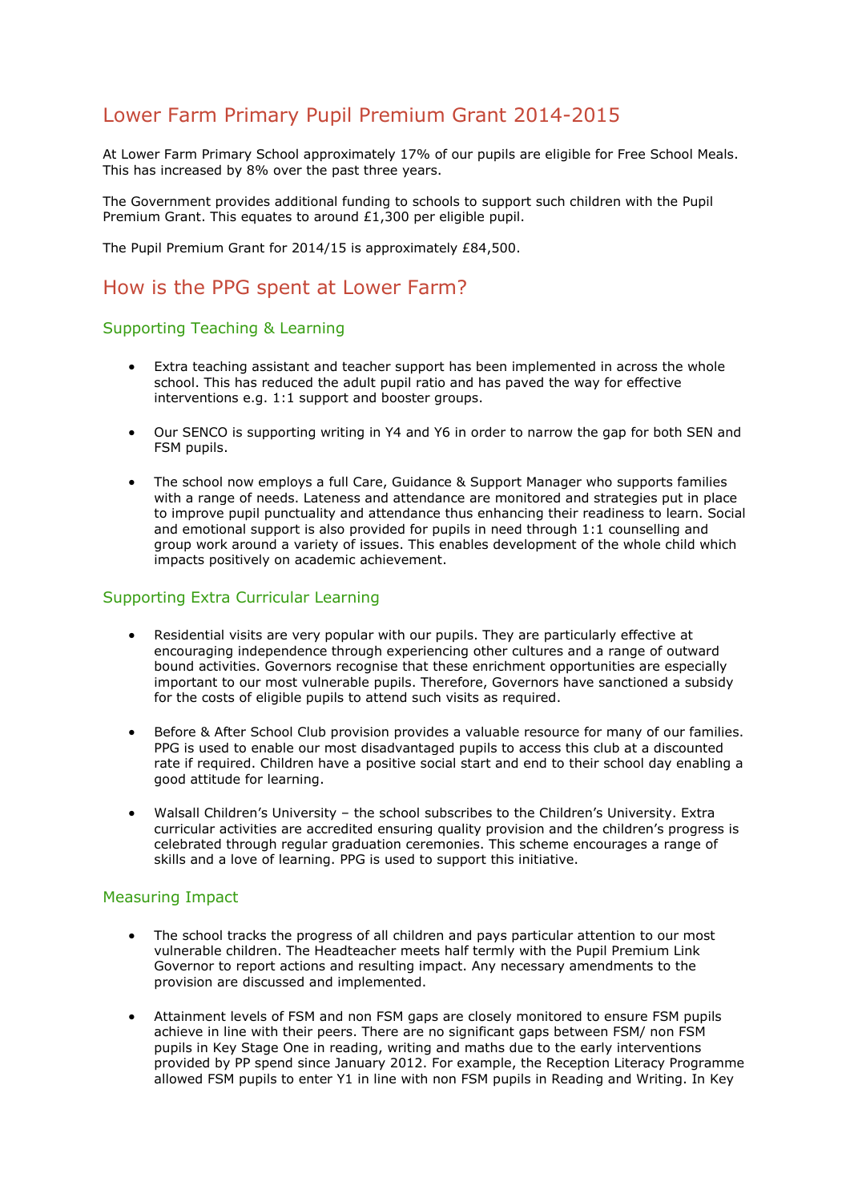# Lower Farm Primary Pupil Premium Grant 2014-2015

At Lower Farm Primary School approximately 17% of our pupils are eligible for Free School Meals. This has increased by 8% over the past three years.

The Government provides additional funding to schools to support such children with the Pupil Premium Grant. This equates to around £1,300 per eligible pupil.

The Pupil Premium Grant for 2014/15 is approximately £84,500.

# How is the PPG spent at Lower Farm?

## Supporting Teaching & Learning

- Extra teaching assistant and teacher support has been implemented in across the whole school. This has reduced the adult pupil ratio and has paved the way for effective interventions e.g. 1:1 support and booster groups.
- Our SENCO is supporting writing in Y4 and Y6 in order to narrow the gap for both SEN and FSM pupils.
- The school now employs a full Care, Guidance & Support Manager who supports families with a range of needs. Lateness and attendance are monitored and strategies put in place to improve pupil punctuality and attendance thus enhancing their readiness to learn. Social and emotional support is also provided for pupils in need through 1:1 counselling and group work around a variety of issues. This enables development of the whole child which impacts positively on academic achievement.

## Supporting Extra Curricular Learning

- Residential visits are very popular with our pupils. They are particularly effective at encouraging independence through experiencing other cultures and a range of outward bound activities. Governors recognise that these enrichment opportunities are especially important to our most vulnerable pupils. Therefore, Governors have sanctioned a subsidy for the costs of eligible pupils to attend such visits as required.
- Before & After School Club provision provides a valuable resource for many of our families. PPG is used to enable our most disadvantaged pupils to access this club at a discounted rate if required. Children have a positive social start and end to their school day enabling a good attitude for learning.
- Walsall Children's University – the school subscribes to the Children's University. Extra curricular activities are accredited ensuring quality provision and the children's progress is celebrated through regular graduation ceremonies. This scheme encourages a range of skills and a love of learning. PPG is used to support this initiative.

## Measuring Impact

- The school tracks the progress of all children and pays particular attention to our most vulnerable children. The Headteacher meets half termly with the Pupil Premium Link Governor to report actions and resulting impact. Any necessary amendments to the provision are discussed and implemented.
- Attainment levels of FSM and non FSM gaps are closely monitored to ensure FSM pupils achieve in line with their peers. There are no significant gaps between FSM/ non FSM pupils in Key Stage One in reading, writing and maths due to the early interventions provided by PP spend since January 2012. For example, the Reception Literacy Programme allowed FSM pupils to enter Y1 in line with non FSM pupils in Reading and Writing. In Key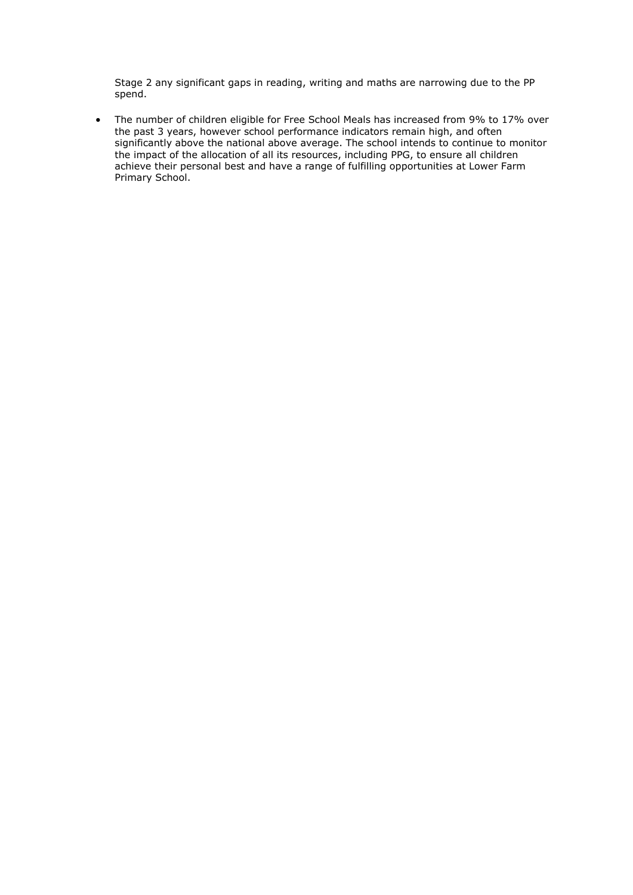Stage 2 any significant gaps in reading, writing and maths are narrowing due to the PP spend.

- The number of children eligible for Free School Meals has increased from 9% to 17% over the past 3 years, however school performance indicators remain high, and often significantly above the national above average. The school intends to continue to monitor the impact of the allocation of all its resources, including PPG, to ensure all children achieve their personal best and have a range of fulfilling opportunities at Lower Farm Primary School.